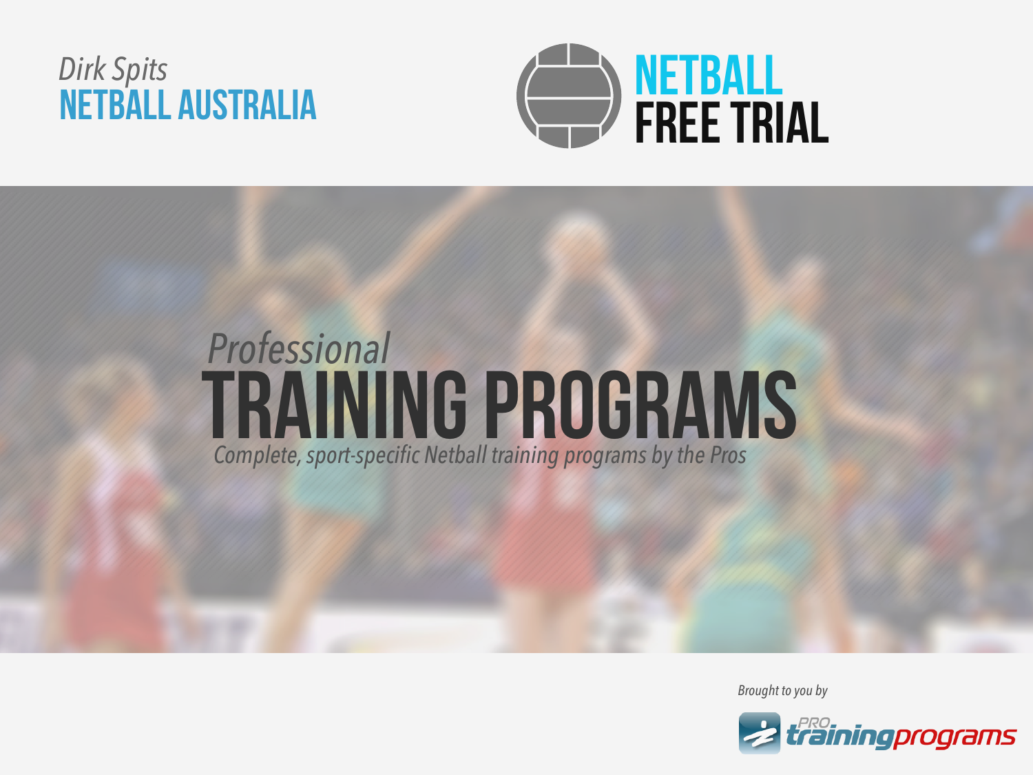*Dirk Spits*
**NETBALL AUSTRALIA**

# NETBALL FREE TRIAL

*Professional*

# TRAINING PROGRAMS

*Complete, sport-specific Netball training programs by the Pros*

*Brought to you by*

PRO trainingprograms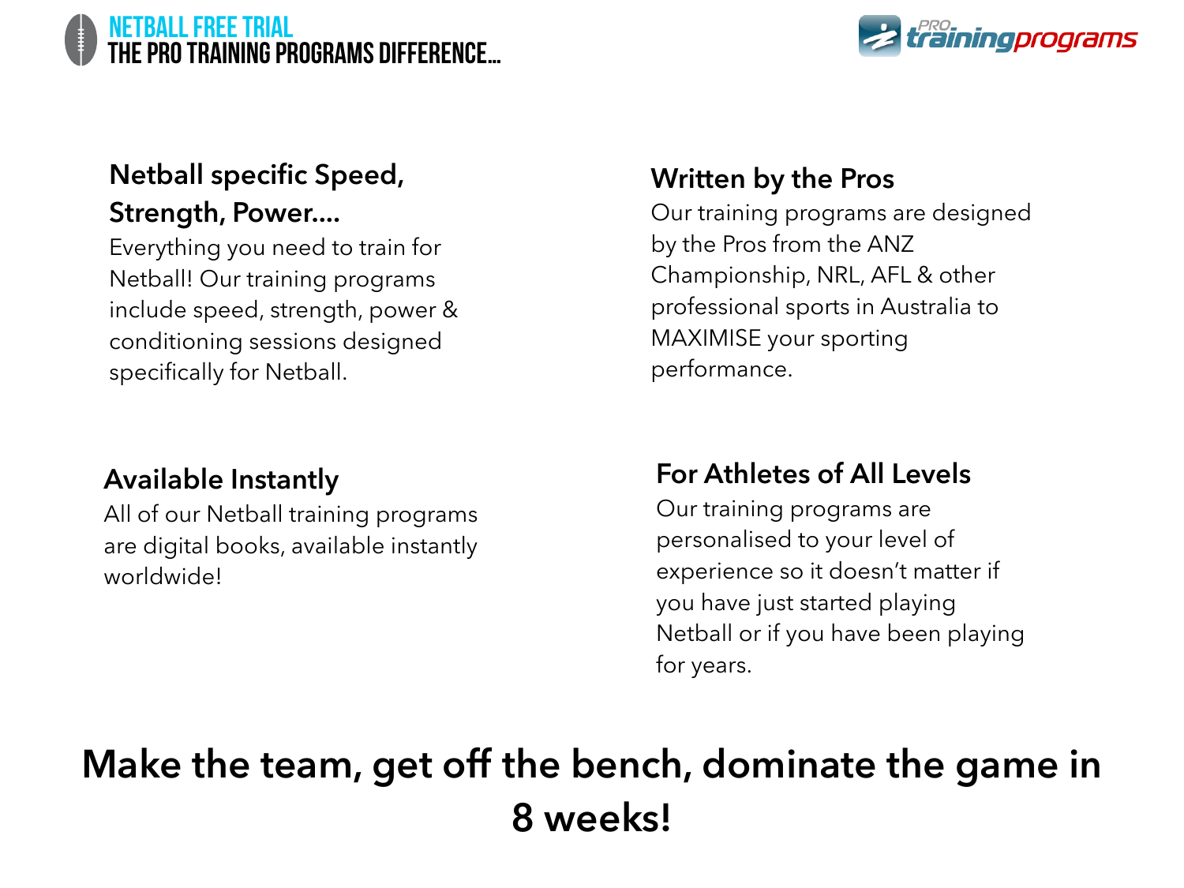# NETBALL FREE TRIAL

## THE PRO TRAINING PROGRAMS DIFFERENCE…

### Netball specific Speed, Strength, Power….

Everything you need to train for Netball! Our training programs include speed, strength, power & conditioning sessions designed specifically for Netball.

### Written by the Pros

Our training programs are designed by the Pros from the ANZ Championship, NRL, AFL & other professional sports in Australia to MAXIMISE your sporting performance.

### Available Instantly

All of our Netball training programs are digital books, available instantly worldwide!

### For Athletes of All Levels

Our training programs are personalised to your level of experience so it doesn't matter if you have just started playing Netball or if you have been playing for years.

**Make the team, get off the bench, dominate the game in 8 weeks!**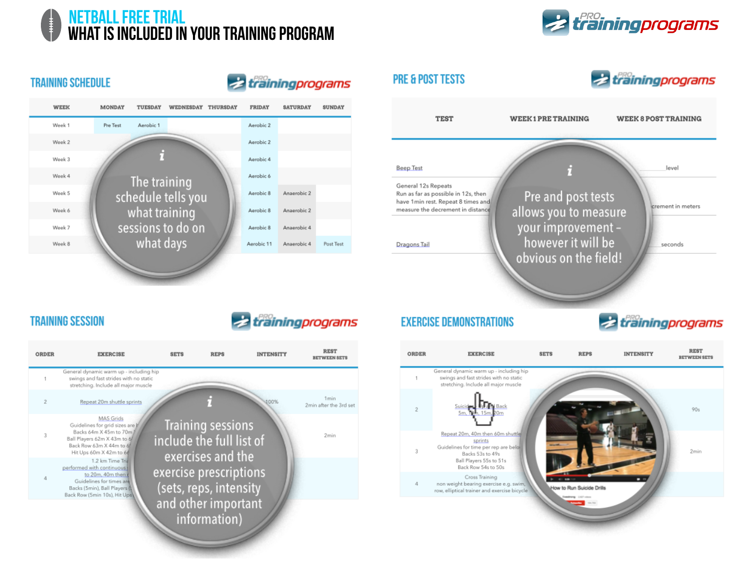# NETBALL FREE TRIAL
## WHAT IS INCLUDED IN YOUR TRAINING PROGRAM

### TRAINING SCHEDULE

| WEEK | MONDAY | TUESDAY | WEDNESDAY | THURSDAY | FRIDAY | SATURDAY | SUNDAY |
|---|---|---|---|---|---|---|---|
| Week 1 | Pre Test | Aerobic 1 | | | Aerobic 2 | | |
| Week 2 | | | | | Aerobic 2 | | |
| Week 3 | | | | | Aerobic 4 | | |
| Week 4 | | | | | Aerobic 6 | | |
| Week 5 | | | | | Aerobic 8 | Anaerobic 2 | |
| Week 6 | | | | | Aerobic 8 | Anaerobic 2 | |
| Week 7 | | | | | Aerobic 8 | Anaerobic 4 | |
| Week 8 | | | | | Aerobic 11 | Anaerobic 4 | Post Test |

*i* The training schedule tells you what training sessions to do on what days

### PRE & POST TESTS

| TEST | WEEK 1 PRE TRAINING | WEEK 8 POST TRAINING |
|---|---|---|
| Beep Test | | level |
| General 12s Repeats Run as far as possible in 12s, then have 1min rest. Repeat 8 times and measure the decrement in distance | | ...crement in meters |
| Dragons Tail | | seconds |

*i* Pre and post tests allows you to measure your improvement – however it will be obvious on the field!

### TRAINING SESSION

| ORDER | EXERCISE | SETS | REPS | INTENSITY | REST BETWEEN SETS |
|---|---|---|---|---|---|
| 1 | General dynamic warm up - including hip swings and fast strides with no static stretching. Include all major muscle | | | | |
| 2 | Repeat 20m shuttle sprints | | | 100% | 1min 2min after the 3rd set |
| 3 | MAS Grids Guidelines for grid sizes are ... Backs 64m X 45m to 70m ... Ball Players 62m X 43m to 6... Back Row 63m X 44m to 6... Hit Ups 60m X 42m to 6... | | | | 2min |
| 4 | 1.2 km Time Tri... performed with continuous ... to 20m, 40m then ... Guidelines for times are ... Backs (5min), Ball Players (... Back Row (5min 10s), Hit Ups ... | | | | |

*i* Training sessions include the full list of exercises and the exercise prescriptions (sets, reps, intensity and other important information)

### EXERCISE DEMONSTRATIONS

| ORDER | EXERCISE | SETS | REPS | INTENSITY | REST BETWEEN SETS |
|---|---|---|---|---|---|
| 1 | General dynamic warm up - including hip swings and fast strides with no static stretching. Include all major muscle | | | | |
| 2 | Suicid... Back 5m, 10m, 15m, 20m | | | | 90s |
| 3 | Repeat 20m, 40m then 60m shuttle sprints Guidelines for time per rep are belo... Backs 53s to 49s Ball Players 55s to 51s Back Row 54s to 50s | | | | 2min |
| 4 | Cross Training non weight bearing exercise e.g. swim, row, elliptical trainer and exercise bicycle | | | | |

How to Run Suicide Drills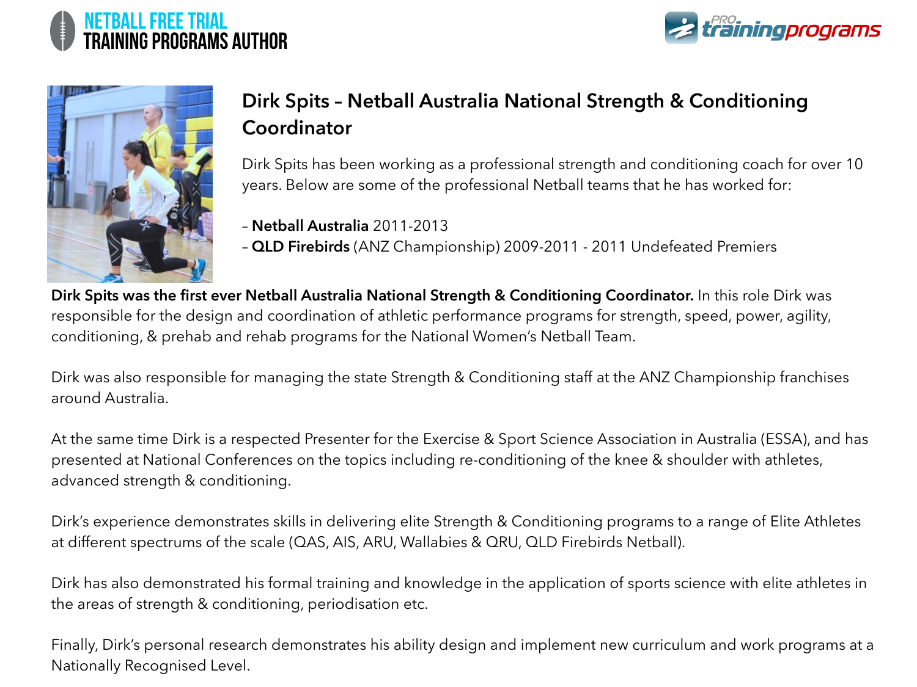## Dirk Spits – Netball Australia National Strength & Conditioning Coordinator

Dirk Spits has been working as a professional strength and conditioning coach for over 10 years. Below are some of the professional Netball teams that he has worked for:

– **Netball Australia** 2011-2013
– **QLD Firebirds** (ANZ Championship) 2009-2011 - 2011 Undefeated Premiers

**Dirk Spits was the first ever Netball Australia National Strength & Conditioning Coordinator.** In this role Dirk was responsible for the design and coordination of athletic performance programs for strength, speed, power, agility, conditioning, & prehab and rehab programs for the National Women's Netball Team.

Dirk was also responsible for managing the state Strength & Conditioning staff at the ANZ Championship franchises around Australia.

At the same time Dirk is a respected Presenter for the Exercise & Sport Science Association in Australia (ESSA), and has presented at National Conferences on the topics including re-conditioning of the knee & shoulder with athletes, advanced strength & conditioning.

Dirk's experience demonstrates skills in delivering elite Strength & Conditioning programs to a range of Elite Athletes at different spectrums of the scale (QAS, AIS, ARU, Wallabies & QRU, QLD Firebirds Netball).

Dirk has also demonstrated his formal training and knowledge in the application of sports science with elite athletes in the areas of strength & conditioning, periodisation etc.

Finally, Dirk's personal research demonstrates his ability design and implement new curriculum and work programs at a Nationally Recognised Level.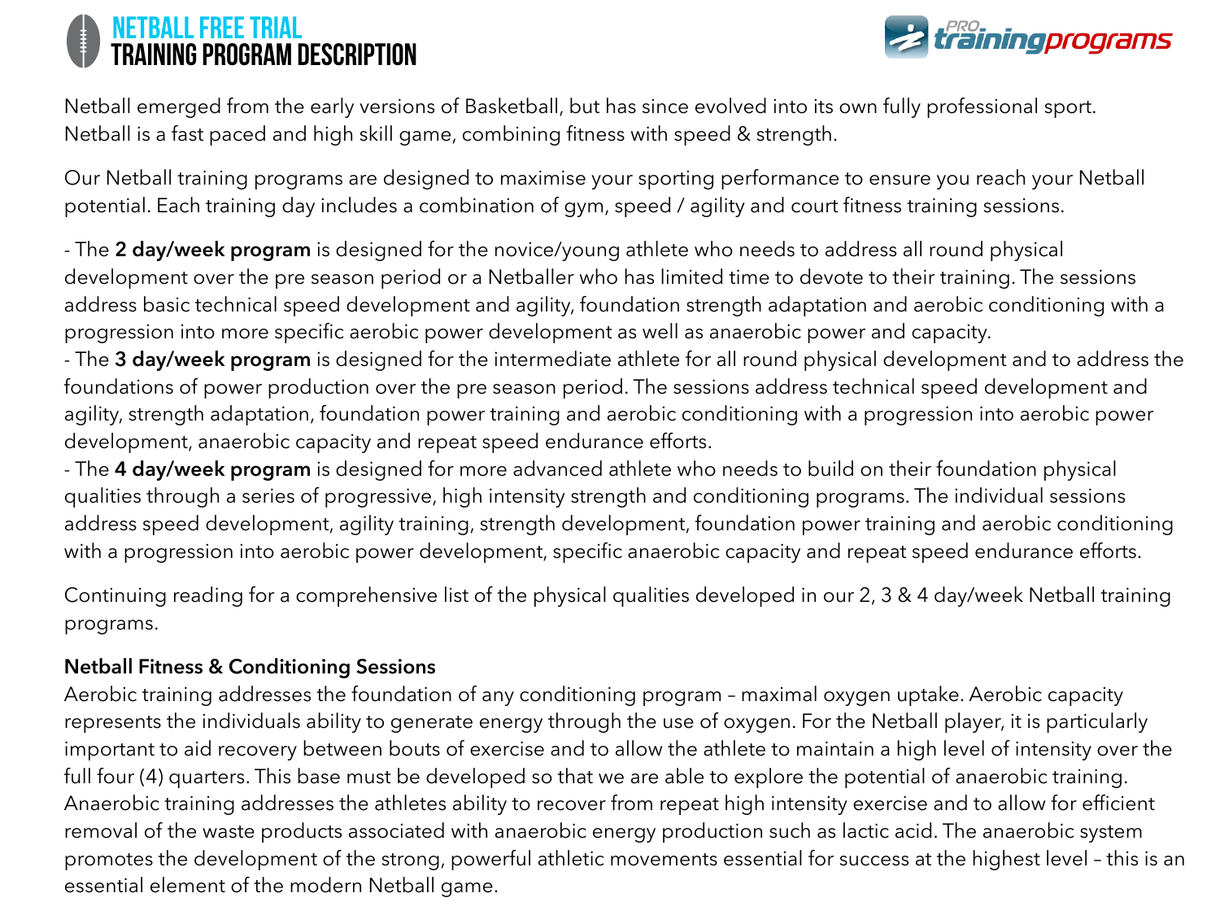# NETBALL FREE TRIAL
## TRAINING PROGRAM DESCRIPTION

Netball emerged from the early versions of Basketball, but has since evolved into its own fully professional sport. Netball is a fast paced and high skill game, combining fitness with speed & strength.

Our Netball training programs are designed to maximise your sporting performance to ensure you reach your Netball potential. Each training day includes a combination of gym, speed / agility and court fitness training sessions.

- The **2 day/week program** is designed for the novice/young athlete who needs to address all round physical development over the pre season period or a Netballer who has limited time to devote to their training. The sessions address basic technical speed development and agility, foundation strength adaptation and aerobic conditioning with a progression into more specific aerobic power development as well as anaerobic power and capacity.
- The **3 day/week program** is designed for the intermediate athlete for all round physical development and to address the foundations of power production over the pre season period. The sessions address technical speed development and agility, strength adaptation, foundation power training and aerobic conditioning with a progression into aerobic power development, anaerobic capacity and repeat speed endurance efforts.
- The **4 day/week program** is designed for more advanced athlete who needs to build on their foundation physical qualities through a series of progressive, high intensity strength and conditioning programs. The individual sessions address speed development, agility training, strength development, foundation power training and aerobic conditioning with a progression into aerobic power development, specific anaerobic capacity and repeat speed endurance efforts.

Continuing reading for a comprehensive list of the physical qualities developed in our 2, 3 & 4 day/week Netball training programs.

**Netball Fitness & Conditioning Sessions**

Aerobic training addresses the foundation of any conditioning program – maximal oxygen uptake. Aerobic capacity represents the individuals ability to generate energy through the use of oxygen. For the Netball player, it is particularly important to aid recovery between bouts of exercise and to allow the athlete to maintain a high level of intensity over the full four (4) quarters. This base must be developed so that we are able to explore the potential of anaerobic training. Anaerobic training addresses the athletes ability to recover from repeat high intensity exercise and to allow for efficient removal of the waste products associated with anaerobic energy production such as lactic acid. The anaerobic system promotes the development of the strong, powerful athletic movements essential for success at the highest level – this is an essential element of the modern Netball game.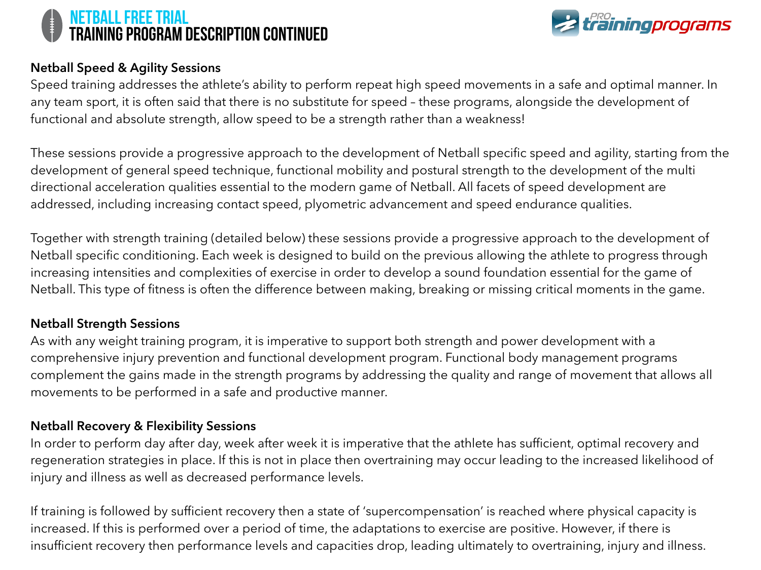# NETBALL FREE TRIAL
## TRAINING PROGRAM DESCRIPTION CONTINUED

### Netball Speed & Agility Sessions

Speed training addresses the athlete's ability to perform repeat high speed movements in a safe and optimal manner. In any team sport, it is often said that there is no substitute for speed – these programs, alongside the development of functional and absolute strength, allow speed to be a strength rather than a weakness!

These sessions provide a progressive approach to the development of Netball specific speed and agility, starting from the development of general speed technique, functional mobility and postural strength to the development of the multi directional acceleration qualities essential to the modern game of Netball. All facets of speed development are addressed, including increasing contact speed, plyometric advancement and speed endurance qualities.

Together with strength training (detailed below) these sessions provide a progressive approach to the development of Netball specific conditioning. Each week is designed to build on the previous allowing the athlete to progress through increasing intensities and complexities of exercise in order to develop a sound foundation essential for the game of Netball. This type of fitness is often the difference between making, breaking or missing critical moments in the game.

### Netball Strength Sessions

As with any weight training program, it is imperative to support both strength and power development with a comprehensive injury prevention and functional development program. Functional body management programs complement the gains made in the strength programs by addressing the quality and range of movement that allows all movements to be performed in a safe and productive manner.

### Netball Recovery & Flexibility Sessions

In order to perform day after day, week after week it is imperative that the athlete has sufficient, optimal recovery and regeneration strategies in place. If this is not in place then overtraining may occur leading to the increased likelihood of injury and illness as well as decreased performance levels.

If training is followed by sufficient recovery then a state of 'supercompensation' is reached where physical capacity is increased. If this is performed over a period of time, the adaptations to exercise are positive. However, if there is insufficient recovery then performance levels and capacities drop, leading ultimately to overtraining, injury and illness.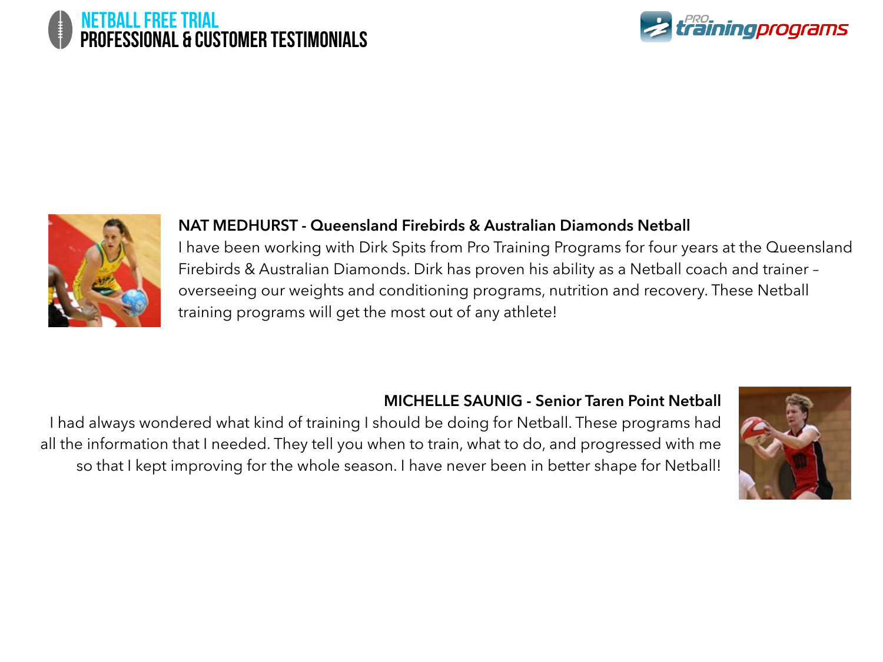# NETBALL FREE TRIAL
## PROFESSIONAL & CUSTOMER TESTIMONIALS

**NAT MEDHURST - Queensland Firebirds & Australian Diamonds Netball**
I have been working with Dirk Spits from Pro Training Programs for four years at the Queensland Firebirds & Australian Diamonds. Dirk has proven his ability as a Netball coach and trainer – overseeing our weights and conditioning programs, nutrition and recovery. These Netball training programs will get the most out of any athlete!

**MICHELLE SAUNIG - Senior Taren Point Netball**
I had always wondered what kind of training I should be doing for Netball. These programs had all the information that I needed. They tell you when to train, what to do, and progressed with me so that I kept improving for the whole season. I have never been in better shape for Netball!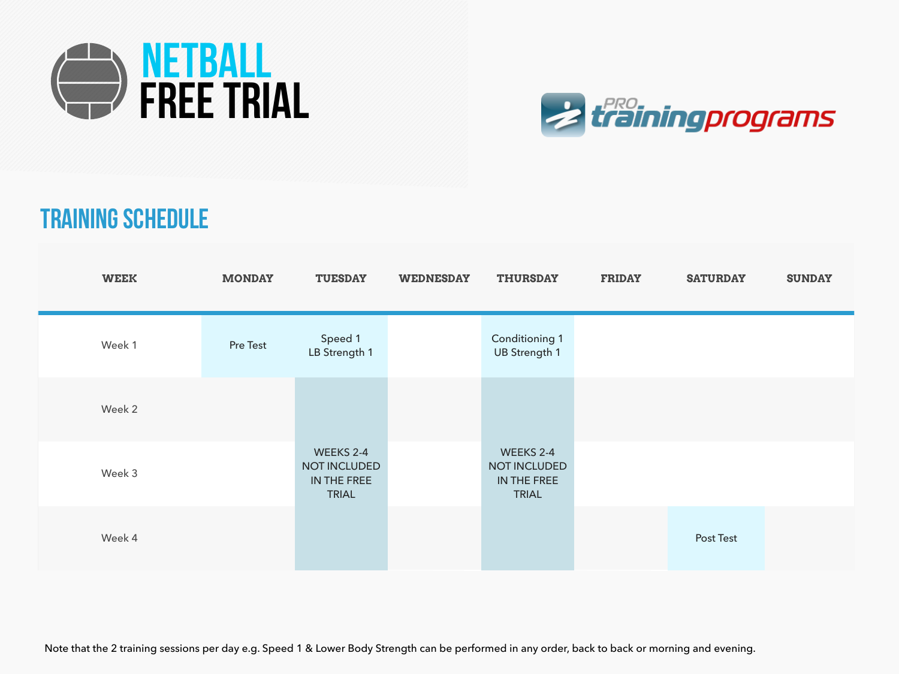# NETBALL FREE TRIAL

PRO training programs

## TRAINING SCHEDULE

| WEEK | MONDAY | TUESDAY | WEDNESDAY | THURSDAY | FRIDAY | SATURDAY | SUNDAY |
|---|---|---|---|---|---|---|---|
| Week 1 | Pre Test | Speed 1 LB Strength 1 | | Conditioning 1 UB Strength 1 | | | |
| Week 2 | | WEEKS 2-4 NOT INCLUDED IN THE FREE TRIAL | | WEEKS 2-4 NOT INCLUDED IN THE FREE TRIAL | | | |
| Week 3 | | | | | | | |
| Week 4 | | | | | | Post Test | |

Note that the 2 training sessions per day e.g. Speed 1 & Lower Body Strength can be performed in any order, back to back or morning and evening.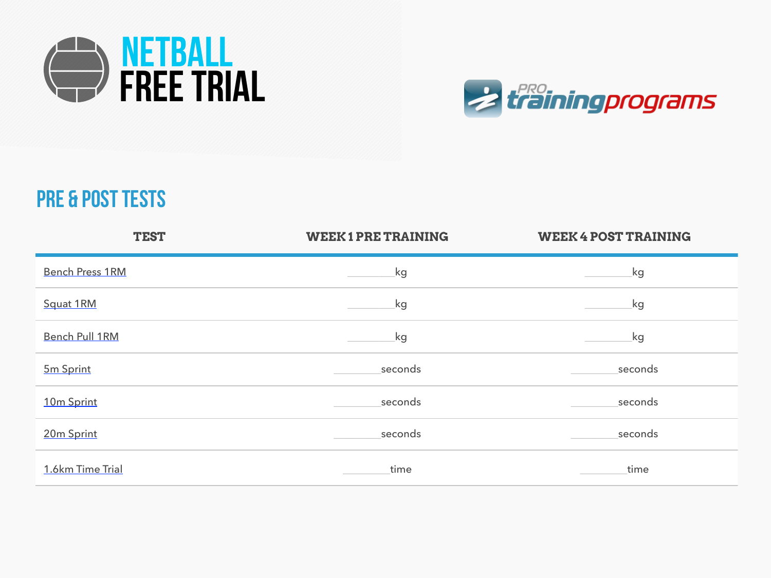# NETBALL FREE TRIAL

PRO trainingprograms

## PRE & POST TESTS

| TEST | WEEK 1 PRE TRAINING | WEEK 4 POST TRAINING |
|---|---|---|
| Bench Press 1RM | ________kg | ________kg |
| Squat 1RM | ________kg | ________kg |
| Bench Pull 1RM | ________kg | ________kg |
| 5m Sprint | ________seconds | ________seconds |
| 10m Sprint | ________seconds | ________seconds |
| 20m Sprint | ________seconds | ________seconds |
| 1.6km Time Trial | ________time | ________time |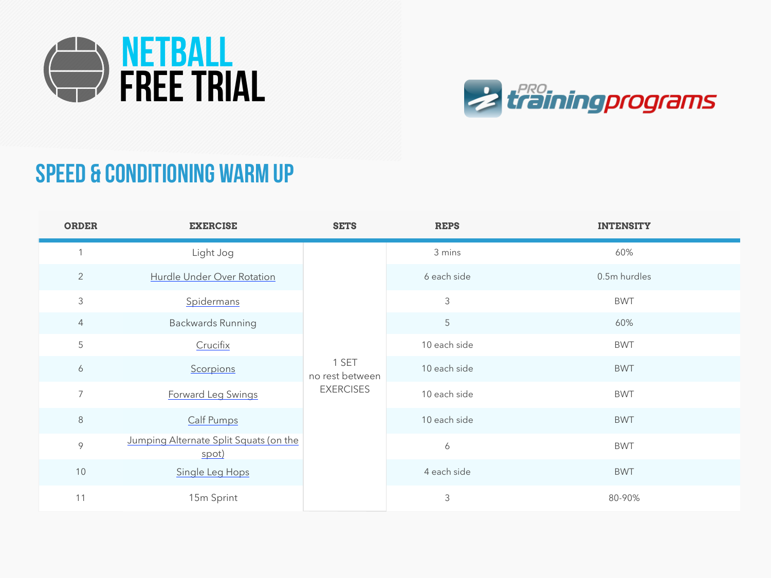# NETBALL FREE TRIAL

PRO trainingprograms

## SPEED & CONDITIONING WARM UP

| ORDER | EXERCISE | SETS | REPS | INTENSITY |
|---|---|---|---|---|
| 1 | Light Jog | 1 SET no rest between EXERCISES | 3 mins | 60% |
| 2 | Hurdle Under Over Rotation | | 6 each side | 0.5m hurdles |
| 3 | Spidermans | | 3 | BWT |
| 4 | Backwards Running | | 5 | 60% |
| 5 | Crucifix | | 10 each side | BWT |
| 6 | Scorpions | | 10 each side | BWT |
| 7 | Forward Leg Swings | | 10 each side | BWT |
| 8 | Calf Pumps | | 10 each side | BWT |
| 9 | Jumping Alternate Split Squats (on the spot) | | 6 | BWT |
| 10 | Single Leg Hops | | 4 each side | BWT |
| 11 | 15m Sprint | | 3 | 80-90% |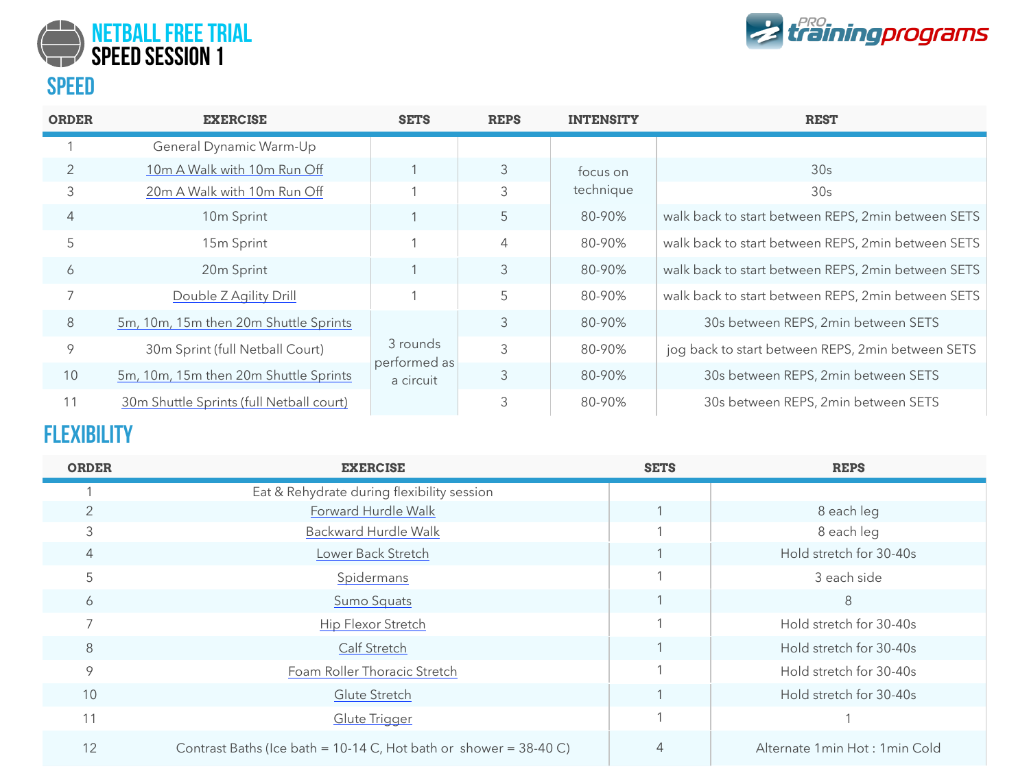# NETBALL FREE TRIAL
## SPEED SESSION 1

## SPEED

| ORDER | EXERCISE | SETS | REPS | INTENSITY | REST |
|---|---|---|---|---|---|
| 1 | General Dynamic Warm-Up | | | | |
| 2 | 10m A Walk with 10m Run Off | 1 | 3 | focus on technique | 30s |
| 3 | 20m A Walk with 10m Run Off | 1 | 3 | | 30s |
| 4 | 10m Sprint | 1 | 5 | 80-90% | walk back to start between REPS, 2min between SETS |
| 5 | 15m Sprint | 1 | 4 | 80-90% | walk back to start between REPS, 2min between SETS |
| 6 | 20m Sprint | 1 | 3 | 80-90% | walk back to start between REPS, 2min between SETS |
| 7 | Double Z Agility Drill | 1 | 5 | 80-90% | walk back to start between REPS, 2min between SETS |
| 8 | 5m, 10m, 15m then 20m Shuttle Sprints | 3 rounds performed as a circuit | 3 | 80-90% | 30s between REPS, 2min between SETS |
| 9 | 30m Sprint (full Netball Court) | | 3 | 80-90% | jog back to start between REPS, 2min between SETS |
| 10 | 5m, 10m, 15m then 20m Shuttle Sprints | | 3 | 80-90% | 30s between REPS, 2min between SETS |
| 11 | 30m Shuttle Sprints (full Netball court) | | 3 | 80-90% | 30s between REPS, 2min between SETS |

## FLEXIBILITY

| ORDER | EXERCISE | SETS | REPS |
|---|---|---|---|
| 1 | Eat & Rehydrate during flexibility session | | |
| 2 | Forward Hurdle Walk | 1 | 8 each leg |
| 3 | Backward Hurdle Walk | 1 | 8 each leg |
| 4 | Lower Back Stretch | 1 | Hold stretch for 30-40s |
| 5 | Spidermans | 1 | 3 each side |
| 6 | Sumo Squats | 1 | 8 |
| 7 | Hip Flexor Stretch | 1 | Hold stretch for 30-40s |
| 8 | Calf Stretch | 1 | Hold stretch for 30-40s |
| 9 | Foam Roller Thoracic Stretch | 1 | Hold stretch for 30-40s |
| 10 | Glute Stretch | 1 | Hold stretch for 30-40s |
| 11 | Glute Trigger | 1 | 1 |
| 12 | Contrast Baths (Ice bath = 10-14 C, Hot bath or shower = 38-40 C) | 4 | Alternate 1min Hot : 1min Cold |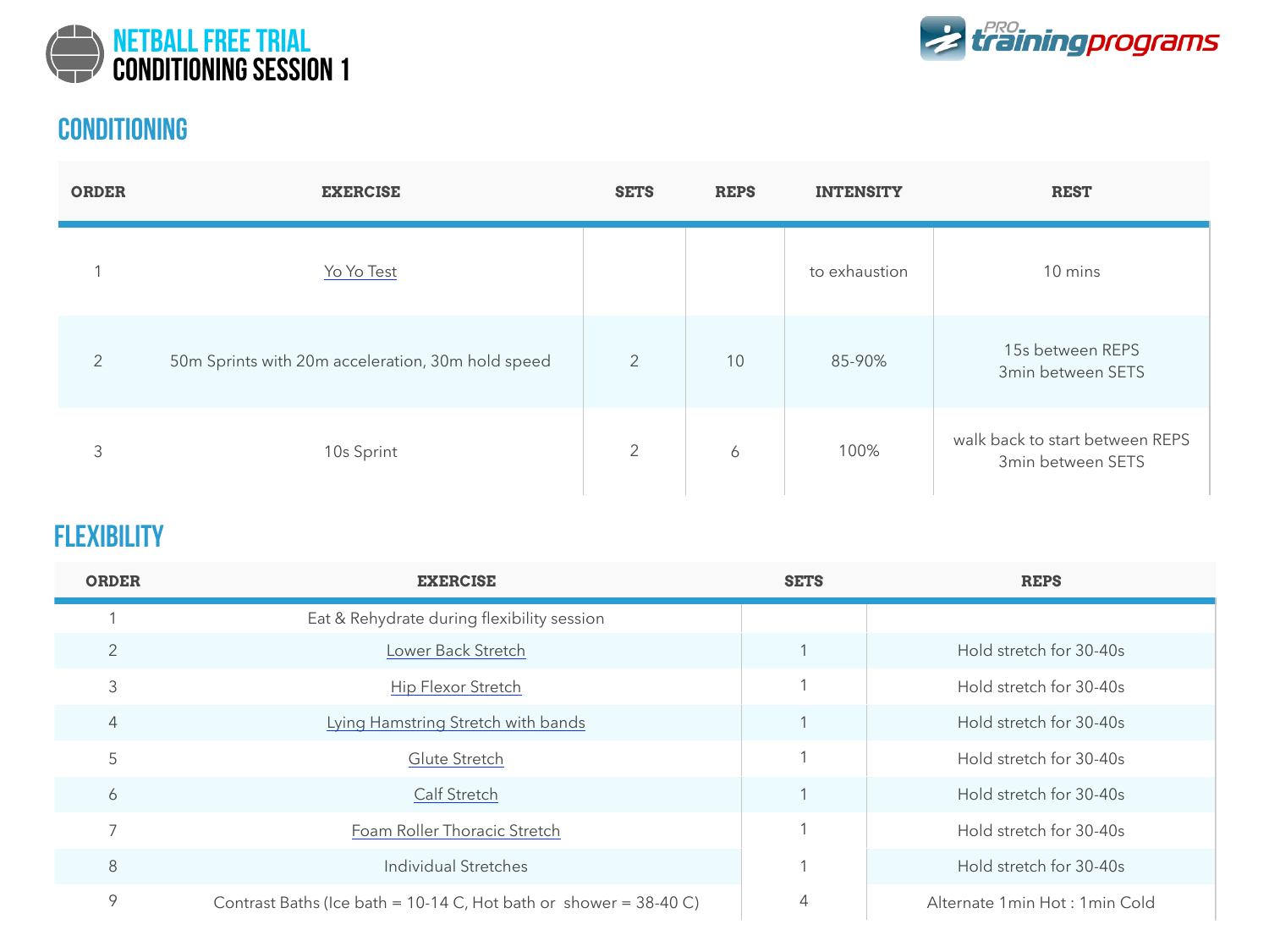# NETBALL FREE TRIAL
# CONDITIONING SESSION 1

## CONDITIONING

| ORDER | EXERCISE | SETS | REPS | INTENSITY | REST |
|---|---|---|---|---|---|
| 1 | Yo Yo Test | | | to exhaustion | 10 mins |
| 2 | 50m Sprints with 20m acceleration, 30m hold speed | 2 | 10 | 85-90% | 15s between REPS<br>3min between SETS |
| 3 | 10s Sprint | 2 | 6 | 100% | walk back to start between REPS<br>3min between SETS |

## FLEXIBILITY

| ORDER | EXERCISE | SETS | REPS |
|---|---|---|---|
| 1 | Eat & Rehydrate during flexibility session | | |
| 2 | Lower Back Stretch | 1 | Hold stretch for 30-40s |
| 3 | Hip Flexor Stretch | 1 | Hold stretch for 30-40s |
| 4 | Lying Hamstring Stretch with bands | 1 | Hold stretch for 30-40s |
| 5 | Glute Stretch | 1 | Hold stretch for 30-40s |
| 6 | Calf Stretch | 1 | Hold stretch for 30-40s |
| 7 | Foam Roller Thoracic Stretch | 1 | Hold stretch for 30-40s |
| 8 | Individual Stretches | 1 | Hold stretch for 30-40s |
| 9 | Contrast Baths (Ice bath = 10-14 C, Hot bath or shower = 38-40 C) | 4 | Alternate 1min Hot : 1min Cold |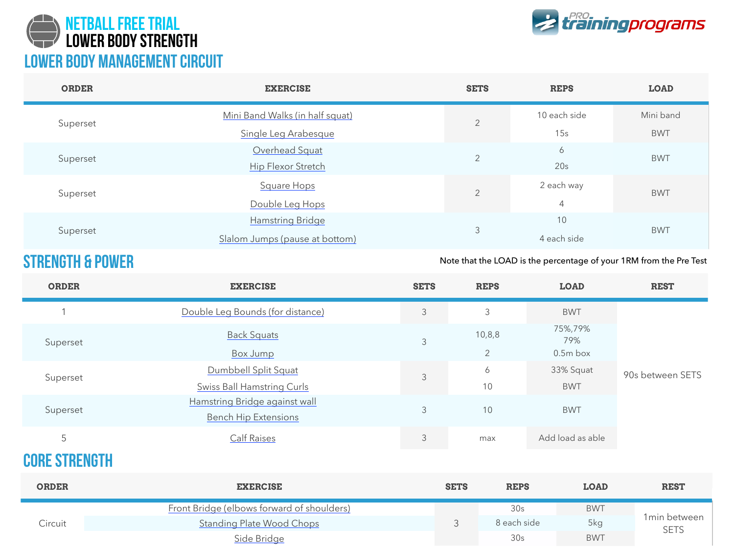# NETBALL FREE TRIAL
# LOWER BODY STRENGTH

## LOWER BODY MANAGEMENT CIRCUIT

| ORDER | EXERCISE | SETS | REPS | LOAD |
|---|---|---|---|---|
| Superset | Mini Band Walks (in half squat) | 2 | 10 each side | Mini band |
| | Single Leg Arabesque | | 15s | BWT |
| Superset | Overhead Squat | 2 | 6 | BWT |
| | Hip Flexor Stretch | | 20s | |
| Superset | Square Hops | 2 | 2 each way | BWT |
| | Double Leg Hops | | 4 | |
| Superset | Hamstring Bridge | 3 | 10 | BWT |
| | Slalom Jumps (pause at bottom) | | 4 each side | |

## STRENGTH & POWER

Note that the LOAD is the percentage of your 1RM from the Pre Test

| ORDER | EXERCISE | SETS | REPS | LOAD | REST |
|---|---|---|---|---|---|
| 1 | Double Leg Bounds (for distance) | 3 | 3 | BWT | 90s between SETS |
| Superset | Back Squats | 3 | 10,8,8 | 75%,79% 79% | |
| | Box Jump | | 2 | 0.5m box | |
| Superset | Dumbbell Split Squat | 3 | 6 | 33% Squat | |
| | Swiss Ball Hamstring Curls | | 10 | BWT | |
| Superset | Hamstring Bridge against wall | 3 | 10 | BWT | |
| | Bench Hip Extensions | | | | |
| 5 | Calf Raises | 3 | max | Add load as able | |

## CORE STRENGTH

| ORDER | EXERCISE | SETS | REPS | LOAD | REST |
|---|---|---|---|---|---|
| Circuit | Front Bridge (elbows forward of shoulders) | 3 | 30s | BWT | 1min between SETS |
| | Standing Plate Wood Chops | | 8 each side | 5kg | |
| | Side Bridge | | 30s | BWT | |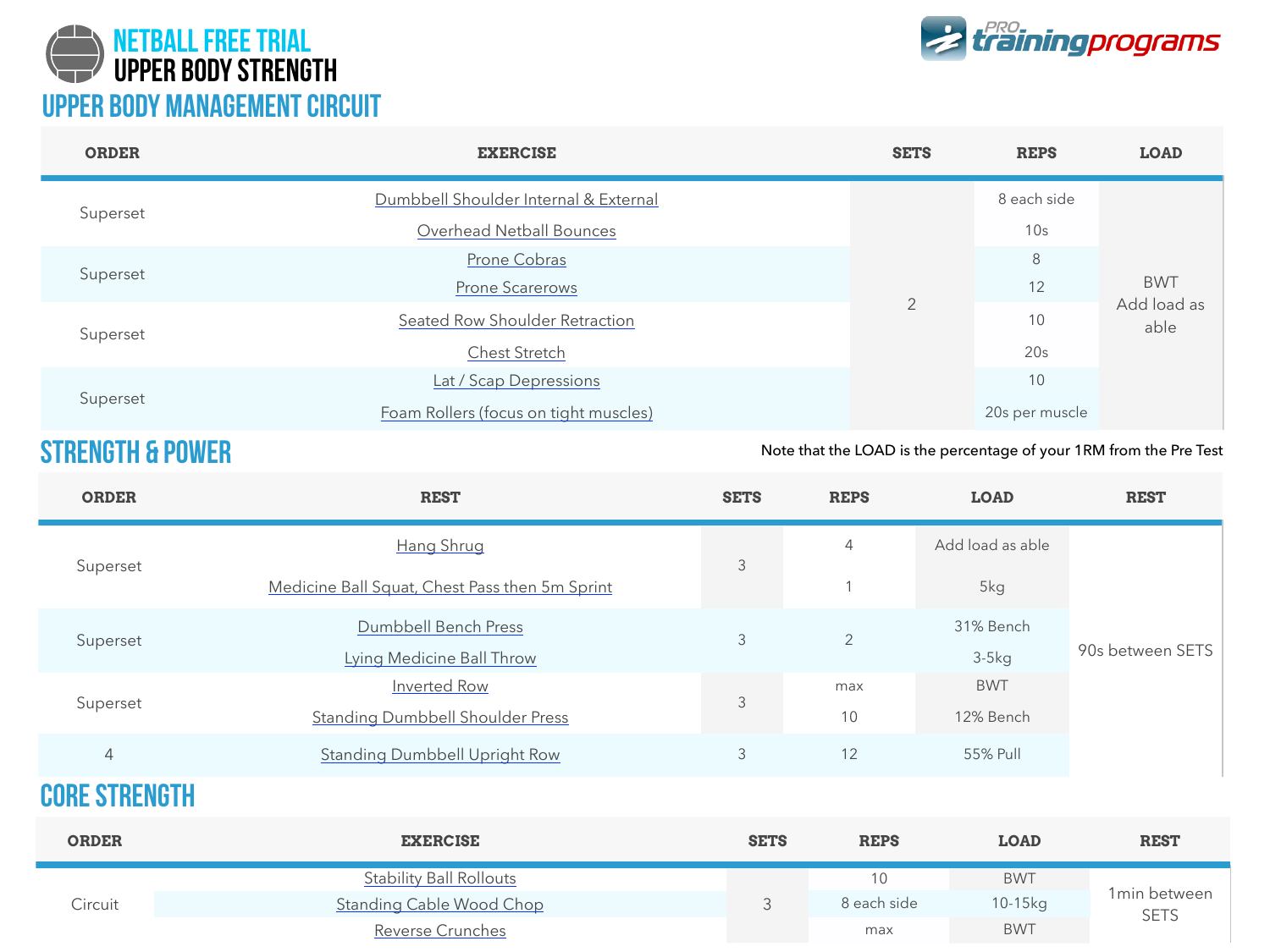# NETBALL FREE TRIAL
# UPPER BODY STRENGTH

PRO trainingprograms

## UPPER BODY MANAGEMENT CIRCUIT

| ORDER | EXERCISE | SETS | REPS | LOAD |
|---|---|---|---|---|
| Superset | Dumbbell Shoulder Internal & External | 2 | 8 each side | BWT Add load as able |
| | Overhead Netball Bounces | | 10s | |
| Superset | Prone Cobras | | 8 | |
| | Prone Scarerows | | 12 | |
| Superset | Seated Row Shoulder Retraction | | 10 | |
| | Chest Stretch | | 20s | |
| Superset | Lat / Scap Depressions | | 10 | |
| | Foam Rollers (focus on tight muscles) | | 20s per muscle | |

## STRENGTH & POWER

Note that the LOAD is the percentage of your 1RM from the Pre Test

| ORDER | REST | SETS | REPS | LOAD | REST |
|---|---|---|---|---|---|
| Superset | Hang Shrug | 3 | 4 | Add load as able | 90s between SETS |
| | Medicine Ball Squat, Chest Pass then 5m Sprint | | 1 | 5kg | |
| Superset | Dumbbell Bench Press | 3 | 2 | 31% Bench | |
| | Lying Medicine Ball Throw | | | 3-5kg | |
| Superset | Inverted Row | 3 | max | BWT | |
| | Standing Dumbbell Shoulder Press | | 10 | 12% Bench | |
| 4 | Standing Dumbbell Upright Row | 3 | 12 | 55% Pull | |

## CORE STRENGTH

| ORDER | EXERCISE | SETS | REPS | LOAD | REST |
|---|---|---|---|---|---|
| Circuit | Stability Ball Rollouts | 3 | 10 | BWT | 1min between SETS |
| | Standing Cable Wood Chop | | 8 each side | 10-15kg | |
| | Reverse Crunches | | max | BWT | |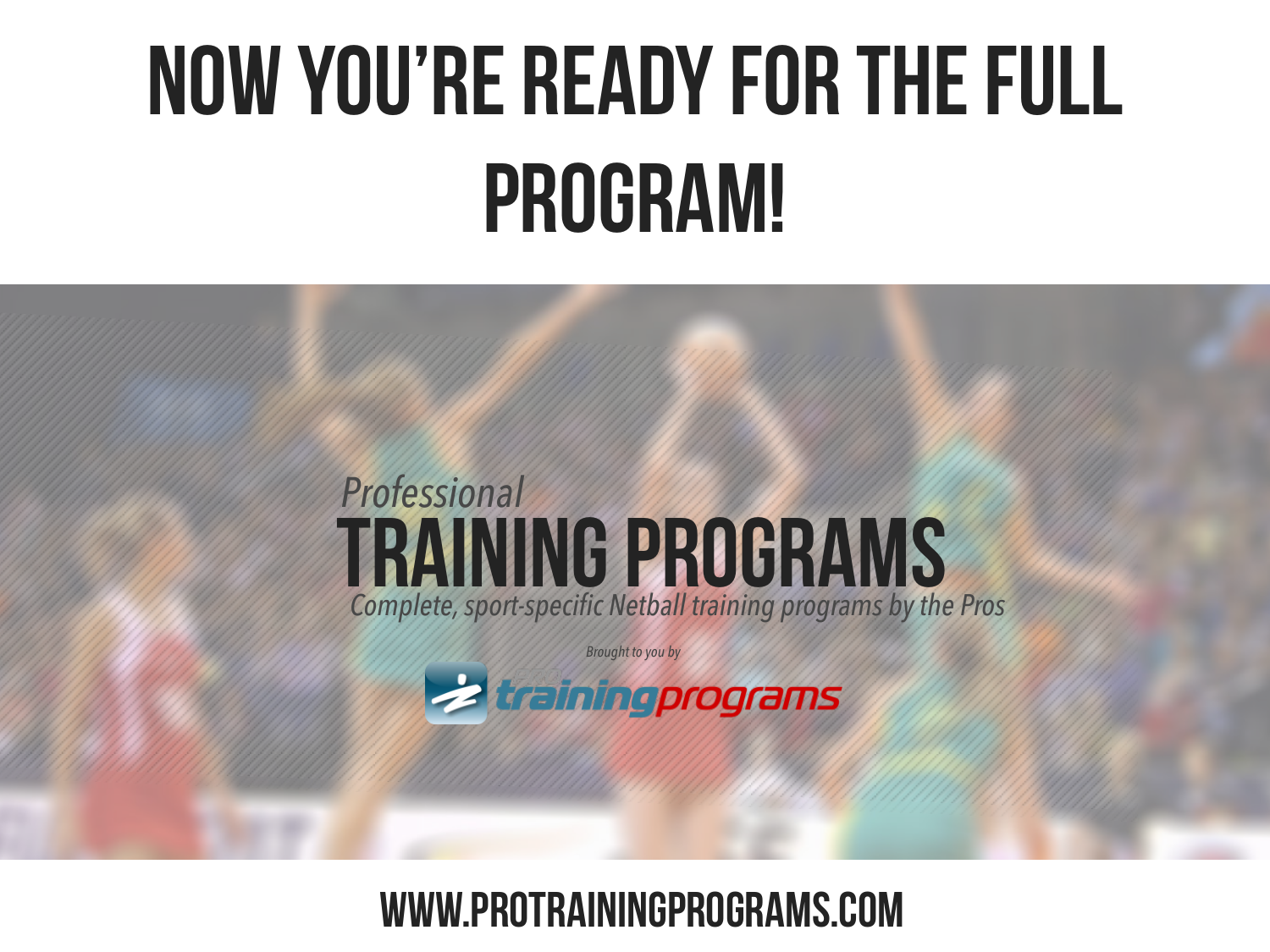# NOW YOU'RE READY FOR THE FULL PROGRAM!

*Professional*

## TRAINING PROGRAMS

*Complete, sport-specific Netball training programs by the Pros*

*Brought to you by*

trainingprograms

## WWW.PROTRAININGPROGRAMS.COM